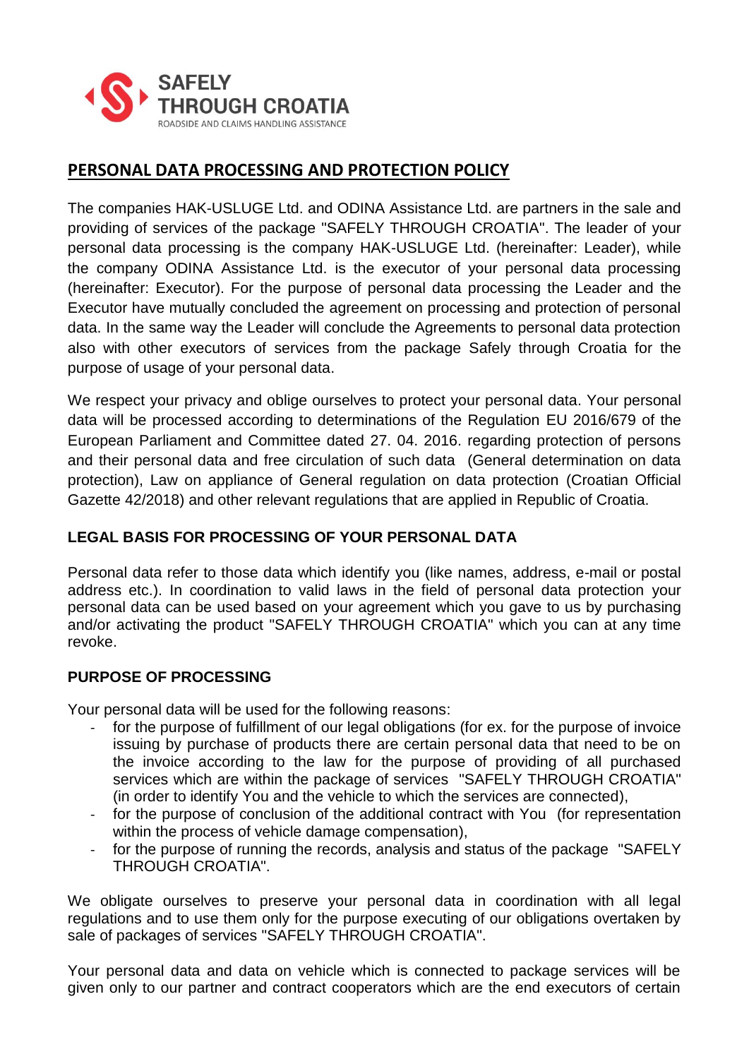SAFELY THROUGH CROATIA
ROADSIDE AND CLAIMS HANDLING ASSISTANCE

# PERSONAL DATA PROCESSING AND PROTECTION POLICY

The companies HAK-USLUGE Ltd. and ODINA Assistance Ltd. are partners in the sale and providing of services of the package "SAFELY THROUGH CROATIA". The leader of your personal data processing is the company HAK-USLUGE Ltd. (hereinafter: Leader), while the company ODINA Assistance Ltd. is the executor of your personal data processing (hereinafter: Executor). For the purpose of personal data processing the Leader and the Executor have mutually concluded the agreement on processing and protection of personal data. In the same way the Leader will conclude the Agreements to personal data protection also with other executors of services from the package Safely through Croatia for the purpose of usage of your personal data.

We respect your privacy and oblige ourselves to protect your personal data. Your personal data will be processed according to determinations of the Regulation EU 2016/679 of the European Parliament and Committee dated 27. 04. 2016. regarding protection of persons and their personal data and free circulation of such data (General determination on data protection), Law on appliance of General regulation on data protection (Croatian Official Gazette 42/2018) and other relevant regulations that are applied in Republic of Croatia.

## LEGAL BASIS FOR PROCESSING OF YOUR PERSONAL DATA

Personal data refer to those data which identify you (like names, address, e-mail or postal address etc.). In coordination to valid laws in the field of personal data protection your personal data can be used based on your agreement which you gave to us by purchasing and/or activating the product "SAFELY THROUGH CROATIA" which you can at any time revoke.

## PURPOSE OF PROCESSING

Your personal data will be used for the following reasons:

- for the purpose of fulfillment of our legal obligations (for ex. for the purpose of invoice issuing by purchase of products there are certain personal data that need to be on the invoice according to the law for the purpose of providing of all purchased services which are within the package of services "SAFELY THROUGH CROATIA" (in order to identify You and the vehicle to which the services are connected),
- for the purpose of conclusion of the additional contract with You (for representation within the process of vehicle damage compensation),
- for the purpose of running the records, analysis and status of the package "SAFELY THROUGH CROATIA".

We obligate ourselves to preserve your personal data in coordination with all legal regulations and to use them only for the purpose executing of our obligations overtaken by sale of packages of services "SAFELY THROUGH CROATIA".

Your personal data and data on vehicle which is connected to package services will be given only to our partner and contract cooperators which are the end executors of certain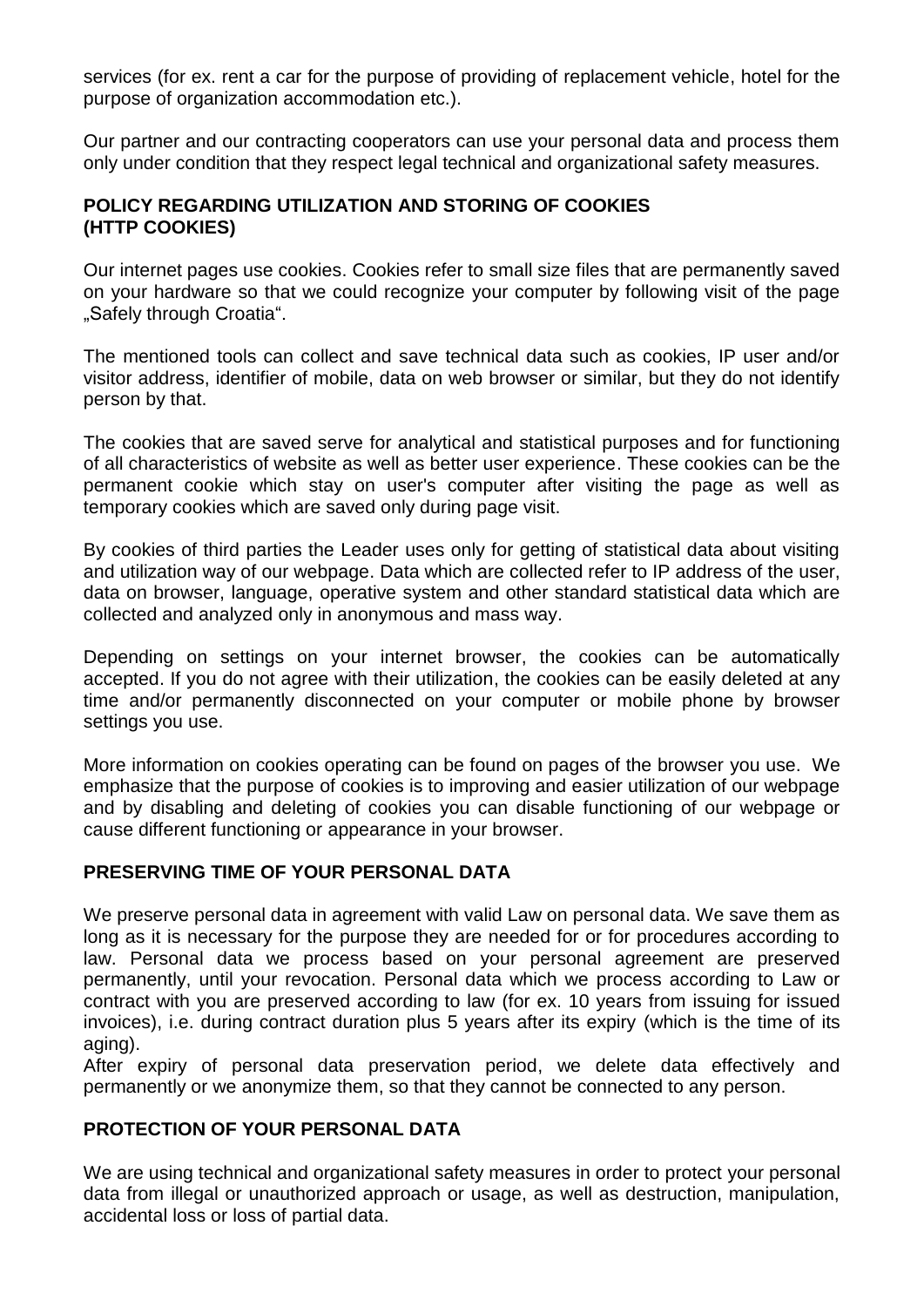services (for ex. rent a car for the purpose of providing of replacement vehicle, hotel for the purpose of organization accommodation etc.).

Our partner and our contracting cooperators can use your personal data and process them only under condition that they respect legal technical and organizational safety measures.

## POLICY REGARDING UTILIZATION AND STORING OF COOKIES (HTTP COOKIES)

Our internet pages use cookies. Cookies refer to small size files that are permanently saved on your hardware so that we could recognize your computer by following visit of the page „Safely through Croatia".

The mentioned tools can collect and save technical data such as cookies, IP user and/or visitor address, identifier of mobile, data on web browser or similar, but they do not identify person by that.

The cookies that are saved serve for analytical and statistical purposes and for functioning of all characteristics of website as well as better user experience. These cookies can be the permanent cookie which stay on user's computer after visiting the page as well as temporary cookies which are saved only during page visit.

By cookies of third parties the Leader uses only for getting of statistical data about visiting and utilization way of our webpage. Data which are collected refer to IP address of the user, data on browser, language, operative system and other standard statistical data which are collected and analyzed only in anonymous and mass way.

Depending on settings on your internet browser, the cookies can be automatically accepted. If you do not agree with their utilization, the cookies can be easily deleted at any time and/or permanently disconnected on your computer or mobile phone by browser settings you use.

More information on cookies operating can be found on pages of the browser you use. We emphasize that the purpose of cookies is to improving and easier utilization of our webpage and by disabling and deleting of cookies you can disable functioning of our webpage or cause different functioning or appearance in your browser.

## PRESERVING TIME OF YOUR PERSONAL DATA

We preserve personal data in agreement with valid Law on personal data. We save them as long as it is necessary for the purpose they are needed for or for procedures according to law. Personal data we process based on your personal agreement are preserved permanently, until your revocation. Personal data which we process according to Law or contract with you are preserved according to law (for ex. 10 years from issuing for issued invoices), i.e. during contract duration plus 5 years after its expiry (which is the time of its aging).

After expiry of personal data preservation period, we delete data effectively and permanently or we anonymize them, so that they cannot be connected to any person.

## PROTECTION OF YOUR PERSONAL DATA

We are using technical and organizational safety measures in order to protect your personal data from illegal or unauthorized approach or usage, as well as destruction, manipulation, accidental loss or loss of partial data.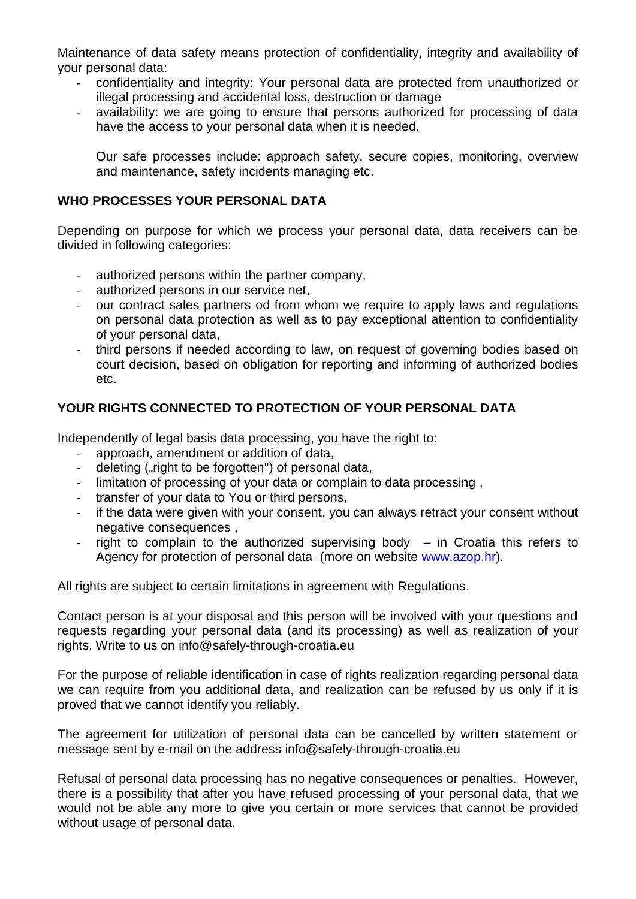Maintenance of data safety means protection of confidentiality, integrity and availability of your personal data:

- confidentiality and integrity: Your personal data are protected from unauthorized or illegal processing and accidental loss, destruction or damage
- availability: we are going to ensure that persons authorized for processing of data have the access to your personal data when it is needed.

  Our safe processes include: approach safety, secure copies, monitoring, overview and maintenance, safety incidents managing etc.

**WHO PROCESSES YOUR PERSONAL DATA**

Depending on purpose for which we process your personal data, data receivers can be divided in following categories:

- authorized persons within the partner company,
- authorized persons in our service net,
- our contract sales partners od from whom we require to apply laws and regulations on personal data protection as well as to pay exceptional attention to confidentiality of your personal data,
- third persons if needed according to law, on request of governing bodies based on court decision, based on obligation for reporting and informing of authorized bodies etc.

**YOUR RIGHTS CONNECTED TO PROTECTION OF YOUR PERSONAL DATA**

Independently of legal basis data processing, you have the right to:

- approach, amendment or addition of data,
- deleting („right to be forgotten") of personal data,
- limitation of processing of your data or complain to data processing ,
- transfer of your data to You or third persons,
- if the data were given with your consent, you can always retract your consent without negative consequences ,
- right to complain to the authorized supervising body – in Croatia this refers to Agency for protection of personal data (more on website [www.azop.hr](http://www.azop.hr)).

All rights are subject to certain limitations in agreement with Regulations.

Contact person is at your disposal and this person will be involved with your questions and requests regarding your personal data (and its processing) as well as realization of your rights. Write to us on info@safely-through-croatia.eu

For the purpose of reliable identification in case of rights realization regarding personal data we can require from you additional data, and realization can be refused by us only if it is proved that we cannot identify you reliably.

The agreement for utilization of personal data can be cancelled by written statement or message sent by e-mail on the address info@safely-through-croatia.eu

Refusal of personal data processing has no negative consequences or penalties. However, there is a possibility that after you have refused processing of your personal data, that we would not be able any more to give you certain or more services that cannot be provided without usage of personal data.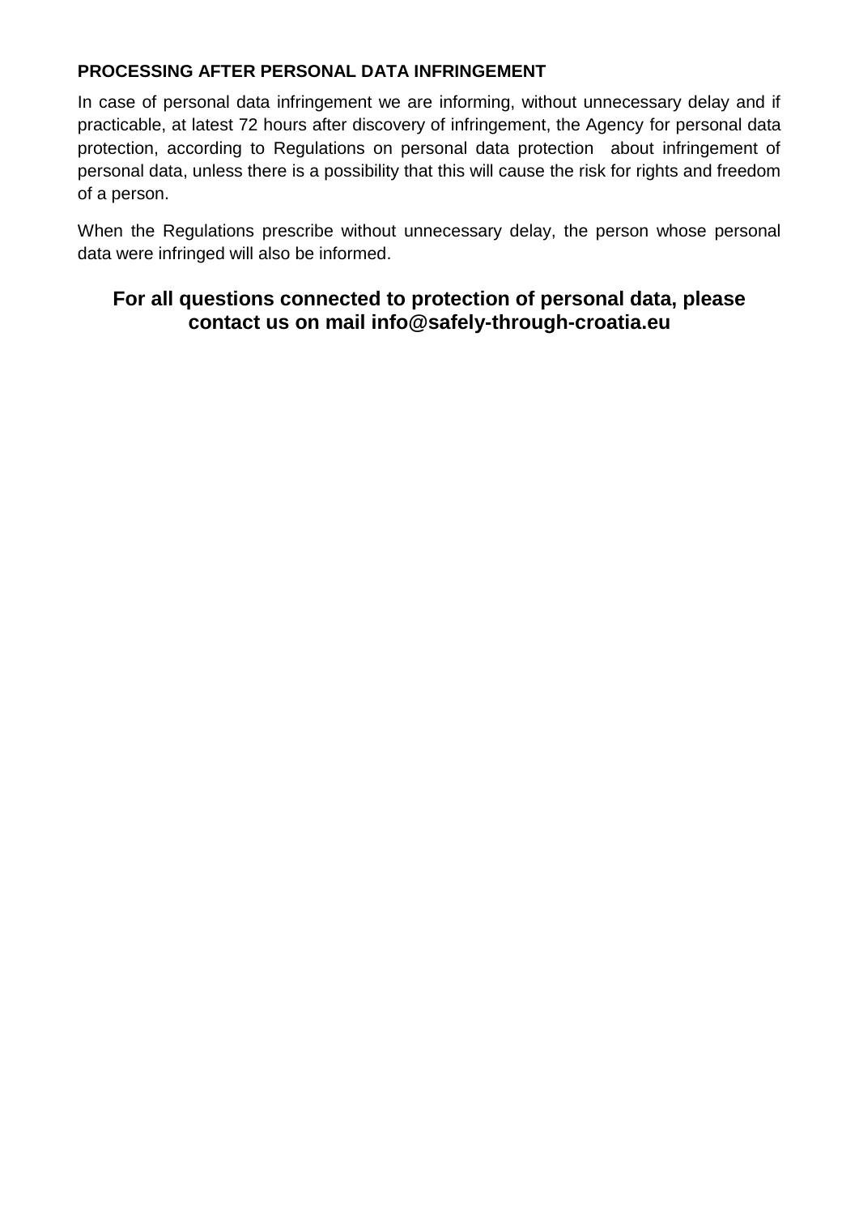**PROCESSING AFTER PERSONAL DATA INFRINGEMENT**

In case of personal data infringement we are informing, without unnecessary delay and if practicable, at latest 72 hours after discovery of infringement, the Agency for personal data protection, according to Regulations on personal data protection about infringement of personal data, unless there is a possibility that this will cause the risk for rights and freedom of a person.

When the Regulations prescribe without unnecessary delay, the person whose personal data were infringed will also be informed.

**For all questions connected to protection of personal data, please contact us on mail info@safely-through-croatia.eu**